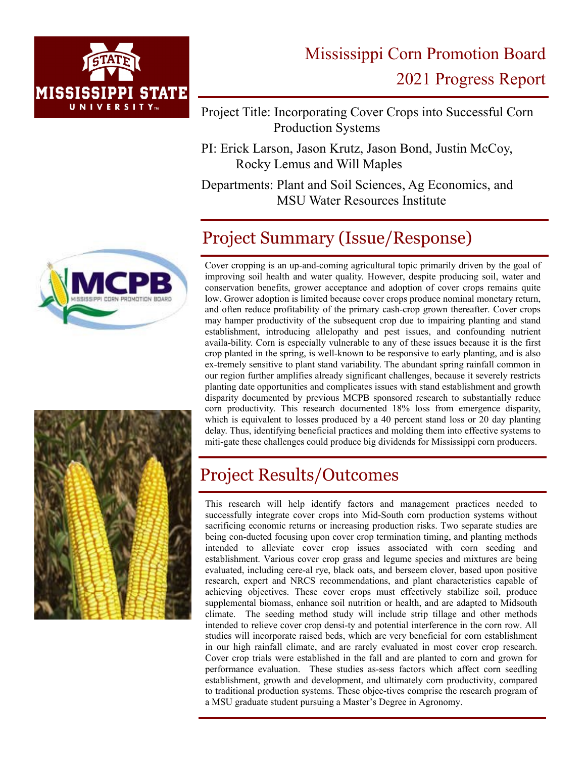# Mississippi Corn Promotion Board
# 2021 Progress Report

Project Title: Incorporating Cover Crops into Successful Corn Production Systems

PI: Erick Larson, Jason Krutz, Jason Bond, Justin McCoy, Rocky Lemus and Will Maples

Departments: Plant and Soil Sciences, Ag Economics, and MSU Water Resources Institute

## Project Summary (Issue/Response)

Cover cropping is an up-and-coming agricultural topic primarily driven by the goal of improving soil health and water quality. However, despite producing soil, water and conservation benefits, grower acceptance and adoption of cover crops remains quite low. Grower adoption is limited because cover crops produce nominal monetary return, and often reduce profitability of the primary cash-crop grown thereafter. Cover crops may hamper productivity of the subsequent crop due to impairing planting and stand establishment, introducing allelopathy and pest issues, and confounding nutrient availa-bility. Corn is especially vulnerable to any of these issues because it is the first crop planted in the spring, is well-known to be responsive to early planting, and is also ex-tremely sensitive to plant stand variability. The abundant spring rainfall common in our region further amplifies already significant challenges, because it severely restricts planting date opportunities and complicates issues with stand establishment and growth disparity documented by previous MCPB sponsored research to substantially reduce corn productivity. This research documented 18% loss from emergence disparity, which is equivalent to losses produced by a 40 percent stand loss or 20 day planting delay. Thus, identifying beneficial practices and molding them into effective systems to miti-gate these challenges could produce big dividends for Mississippi corn producers.

## Project Results/Outcomes

This research will help identify factors and management practices needed to successfully integrate cover crops into Mid-South corn production systems without sacrificing economic returns or increasing production risks. Two separate studies are being con-ducted focusing upon cover crop termination timing, and planting methods intended to alleviate cover crop issues associated with corn seeding and establishment. Various cover crop grass and legume species and mixtures are being evaluated, including cere-al rye, black oats, and berseem clover, based upon positive research, expert and NRCS recommendations, and plant characteristics capable of achieving objectives. These cover crops must effectively stabilize soil, produce supplemental biomass, enhance soil nutrition or health, and are adapted to Midsouth climate. The seeding method study will include strip tillage and other methods intended to relieve cover crop densi-ty and potential interference in the corn row. All studies will incorporate raised beds, which are very beneficial for corn establishment in our high rainfall climate, and are rarely evaluated in most cover crop research. Cover crop trials were established in the fall and are planted to corn and grown for performance evaluation. These studies as-sess factors which affect corn seedling establishment, growth and development, and ultimately corn productivity, compared to traditional production systems. These objec-tives comprise the research program of a MSU graduate student pursuing a Master's Degree in Agronomy.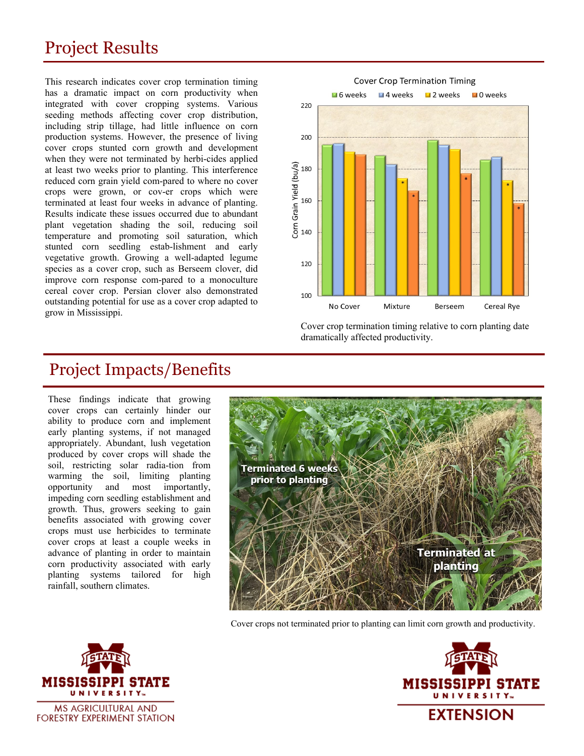# Project Results

This research indicates cover crop termination timing has a dramatic impact on corn productivity when integrated with cover cropping systems. Various seeding methods affecting cover crop distribution, including strip tillage, had little influence on corn production systems. However, the presence of living cover crops stunted corn growth and development when they were not terminated by herbi-cides applied at least two weeks prior to planting. This interference reduced corn grain yield com-pared to where no cover crops were grown, or cov-er crops which were terminated at least four weeks in advance of planting. Results indicate these issues occurred due to abundant plant vegetation shading the soil, reducing soil temperature and promoting soil saturation, which stunted corn seedling estab-lishment and early vegetative growth. Growing a well-adapted legume species as a cover crop, such as Berseem clover, did improve corn response com-pared to a monoculture cereal cover crop. Persian clover also demonstrated outstanding potential for use as a cover crop adapted to grow in Mississippi.

Cover Crop Termination Timing

6 weeks
4 weeks
2 weeks
0 weeks

Corn Grain Yield (bu/a)

220
200
180
160
140
120
100

No Cover
Mixture
Berseem
Cereal Rye

Cover crop termination timing relative to corn planting date dramatically affected productivity.

# Project Impacts/Benefits

These findings indicate that growing cover crops can certainly hinder our ability to produce corn and implement early planting systems, if not managed appropriately. Abundant, lush vegetation produced by cover crops will shade the soil, restricting solar radia-tion from warming the soil, limiting planting opportunity and most importantly, impeding corn seedling establishment and growth. Thus, growers seeking to gain benefits associated with growing cover crops must use herbicides to terminate cover crops at least a couple weeks in advance of planting in order to maintain corn productivity associated with early planting systems tailored for high rainfall, southern climates.

Terminated 6 weeks prior to planting

Terminated at planting

Cover crops not terminated prior to planting can limit corn growth and productivity.

MISSISSIPPI STATE UNIVERSITY
MS AGRICULTURAL AND FORESTRY EXPERIMENT STATION

MISSISSIPPI STATE UNIVERSITY
EXTENSION